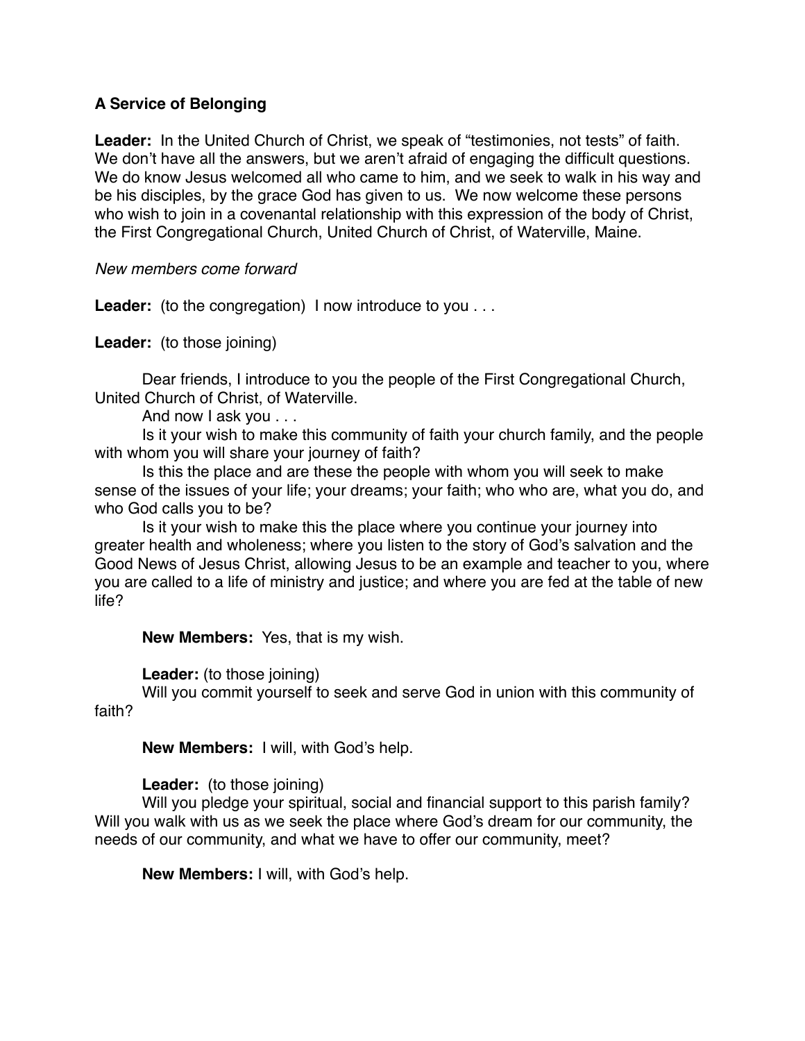**A Service of Belonging**

**Leader:** In the United Church of Christ, we speak of "testimonies, not tests" of faith. We don't have all the answers, but we aren't afraid of engaging the difficult questions. We do know Jesus welcomed all who came to him, and we seek to walk in his way and be his disciples, by the grace God has given to us. We now welcome these persons who wish to join in a covenantal relationship with this expression of the body of Christ, the First Congregational Church, United Church of Christ, of Waterville, Maine.

*New members come forward*

**Leader:** (to the congregation) I now introduce to you . . .

**Leader:** (to those joining)

Dear friends, I introduce to you the people of the First Congregational Church, United Church of Christ, of Waterville.

And now I ask you . . .

Is it your wish to make this community of faith your church family, and the people with whom you will share your journey of faith?

Is this the place and are these the people with whom you will seek to make sense of the issues of your life; your dreams; your faith; who who are, what you do, and who God calls you to be?

Is it your wish to make this the place where you continue your journey into greater health and wholeness; where you listen to the story of God's salvation and the Good News of Jesus Christ, allowing Jesus to be an example and teacher to you, where you are called to a life of ministry and justice; and where you are fed at the table of new life?

**New Members:** Yes, that is my wish.

**Leader:** (to those joining)

Will you commit yourself to seek and serve God in union with this community of faith?

**New Members:** I will, with God's help.

**Leader:** (to those joining)

Will you pledge your spiritual, social and financial support to this parish family? Will you walk with us as we seek the place where God's dream for our community, the needs of our community, and what we have to offer our community, meet?

**New Members:** I will, with God's help.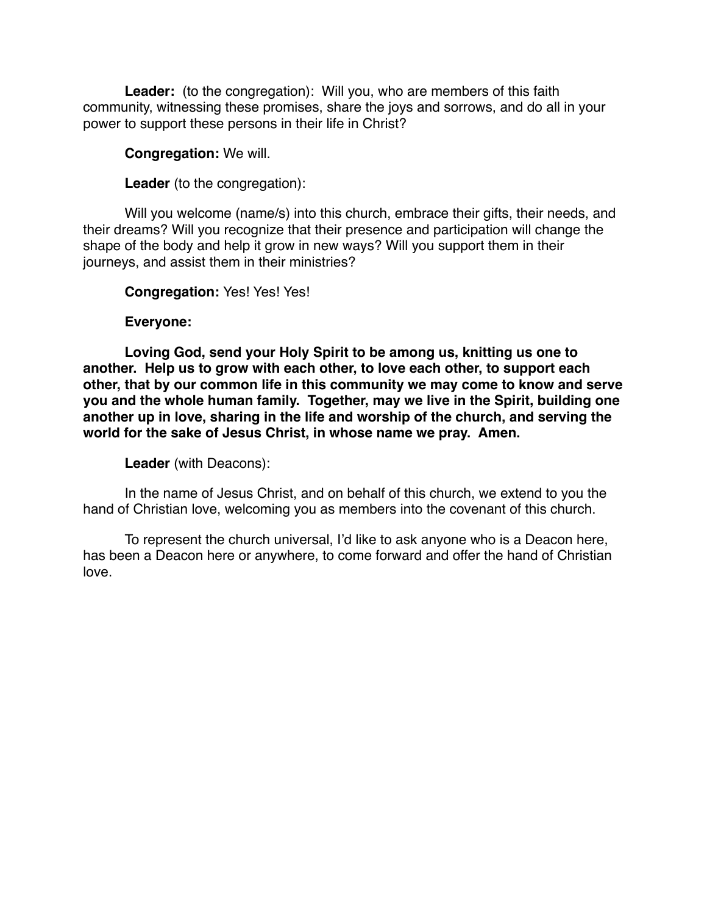**Leader:** (to the congregation): Will you, who are members of this faith community, witnessing these promises, share the joys and sorrows, and do all in your power to support these persons in their life in Christ?

**Congregation:** We will.

**Leader** (to the congregation):

Will you welcome (name/s) into this church, embrace their gifts, their needs, and their dreams? Will you recognize that their presence and participation will change the shape of the body and help it grow in new ways? Will you support them in their journeys, and assist them in their ministries?

**Congregation:** Yes! Yes! Yes!

**Everyone:**

**Loving God, send your Holy Spirit to be among us, knitting us one to another. Help us to grow with each other, to love each other, to support each other, that by our common life in this community we may come to know and serve you and the whole human family. Together, may we live in the Spirit, building one another up in love, sharing in the life and worship of the church, and serving the world for the sake of Jesus Christ, in whose name we pray. Amen.**

**Leader** (with Deacons):

In the name of Jesus Christ, and on behalf of this church, we extend to you the hand of Christian love, welcoming you as members into the covenant of this church.

To represent the church universal, I'd like to ask anyone who is a Deacon here, has been a Deacon here or anywhere, to come forward and offer the hand of Christian love.